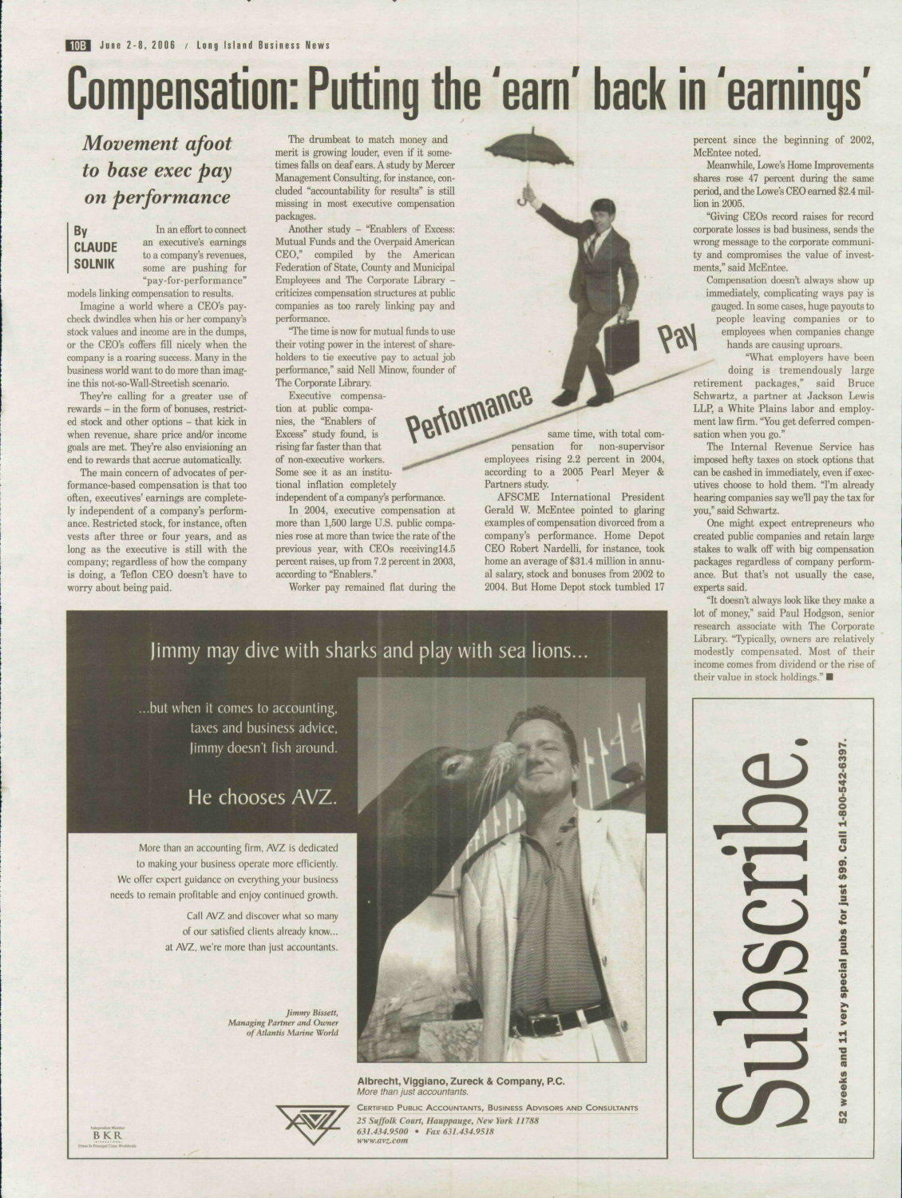# Compensation: Putting the 'earn' back in 'earnings'

## *Movement afoot to base exec pay on performance*

By **CLAUDE SOLNIK**

In an effort to connect an executive's earnings to a company's revenues, some are pushing for "pay-for-performance" models linking compensation to results.

Imagine a world where a CEO's paycheck dwindles when his or her company's stock values and income are in the dumps, or the CEO's coffers fill nicely when the company is a roaring success. Many in the business world want to do more than imagine this not-so-Wall-Streetish scenario.

They're calling for a greater use of rewards – in the form of bonuses, restricted stock and other options – that kick in when revenue, share price and/or income goals are met. They're also envisioning an end to rewards that accrue automatically.

The main concern of advocates of performance-based compensation is that too often, executives' earnings are completely independent of a company's performance. Restricted stock, for instance, often vests after three or four years, and as long as the executive is still with the company; regardless of how the company is doing, a Teflon CEO doesn't have to worry about being paid.

The drumbeat to match money and merit is growing louder, even if it sometimes falls on deaf ears. A study by Mercer Management Consulting, for instance, concluded "accountability for results" is still missing in most executive compensation packages.

Another study – "Enablers of Excess: Mutual Funds and the Overpaid American CEO," compiled by the American Federation of State, County and Municipal Employees and The Corporate Library – criticizes compensation structures at public companies as too rarely linking pay and performance.

"The time is now for mutual funds to use their voting power in the interest of shareholders to tie executive pay to actual job performance," said Nell Minow, founder of The Corporate Library.

Executive compensation at public companies, the "Enablers of Excess" study found, is rising far faster than that of non-executive workers. Some see it as an institutional inflation completely independent of a company's performance.

In 2004, executive compensation at more than 1,500 large U.S. public companies rose at more than twice the rate of the previous year, with CEOs receiving14.5 percent raises, up from 7.2 percent in 2003, according to "Enablers."

Worker pay remained flat during the same time, with total compensation for non-supervisor employees rising 2.2 percent in 2004, according to a 2005 Pearl Meyer & Partners study.

AFSCME International President Gerald W. McEntee pointed to glaring examples of compensation divorced from a company's performance. Home Depot CEO Robert Nardelli, for instance, took home an average of $31.4 million in annual salary, stock and bonuses from 2002 to 2004. But Home Depot stock tumbled 17 percent since the beginning of 2002, McEntee noted.

Meanwhile, Lowe's Home Improvements shares rose 47 percent during the same period, and the Lowe's CEO earned $2.4 million in 2005.

"Giving CEOs record raises for record corporate losses is bad business, sends the wrong message to the corporate community and compromises the value of investments," said McEntee.

Compensation doesn't always show up immediately, complicating ways pay is gauged. In some cases, huge payouts to people leaving companies or to employees when companies change hands are causing uproars.

"What employers have been doing is tremendously large retirement packages," said Bruce Schwartz, a partner at Jackson Lewis LLP, a White Plains labor and employment law firm. "You get deferred compensation when you go."

The Internal Revenue Service has imposed hefty taxes on stock options that can be cashed in immediately, even if executives choose to hold them. "I'm already hearing companies say we'll pay the tax for you," said Schwartz.

One might expect entrepreneurs who created public companies and retain large stakes to walk off with big compensation packages regardless of company performance. But that's not usually the case, experts said.

"It doesn't always look like they make a lot of money," said Paul Hodgson, senior research associate with The Corporate Library. "Typically, owners are relatively modestly compensated. Most of their income comes from dividend or the rise of their value in stock holdings." ■

---

Jimmy may dive with sharks and play with sea lions...

...but when it comes to accounting, taxes and business advice, Jimmy doesn't fish around.

He chooses AVZ.

More than an accounting firm, AVZ is dedicated to making your business operate more efficiently. We offer expert guidance on everything your business needs to remain profitable and enjoy continued growth.

Call AVZ and discover what so many of our satisfied clients already know... at AVZ, we're more than just accountants.

*Jimmy Bissett, Managing Partner and Owner of Atlantis Marine World*

**Albrecht, Viggiano, Zureck & Company, P.C.**
*More than just accountants.*

CERTIFIED PUBLIC ACCOUNTANTS, BUSINESS ADVISORS AND CONSULTANTS
*25 Suffolk Court, Hauppauge, New York 11788*
*631.434.9500 • Fax 631.434.9518*
*www.avz.com*

---

Subscribe.

**52 weeks and 11 very special pubs for just $99. Call 1-800-542-6397.**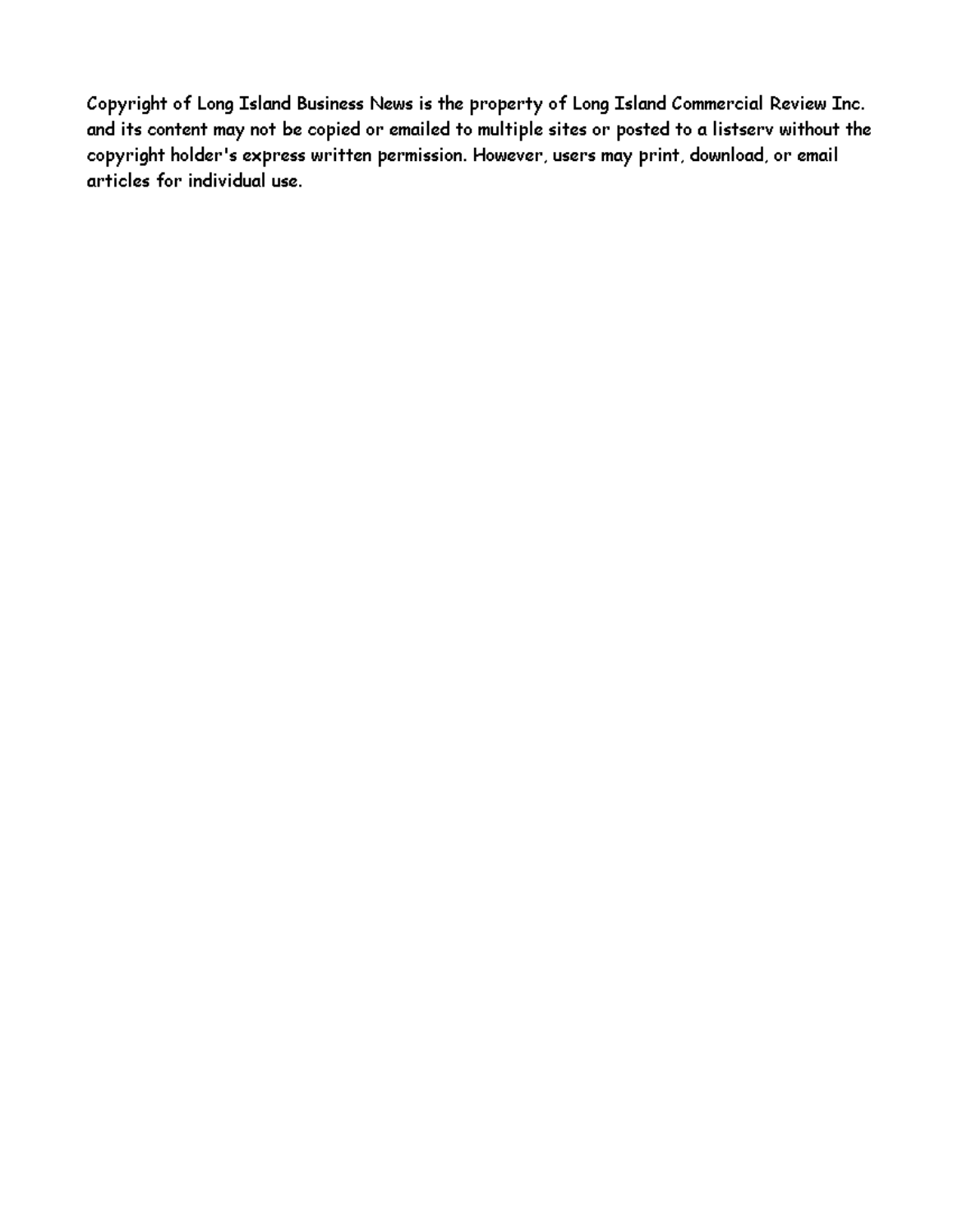Copyright of Long Island Business News is the property of Long Island Commercial Review Inc. and its content may not be copied or emailed to multiple sites or posted to a listserv without the copyright holder's express written permission. However, users may print, download, or email articles for individual use.